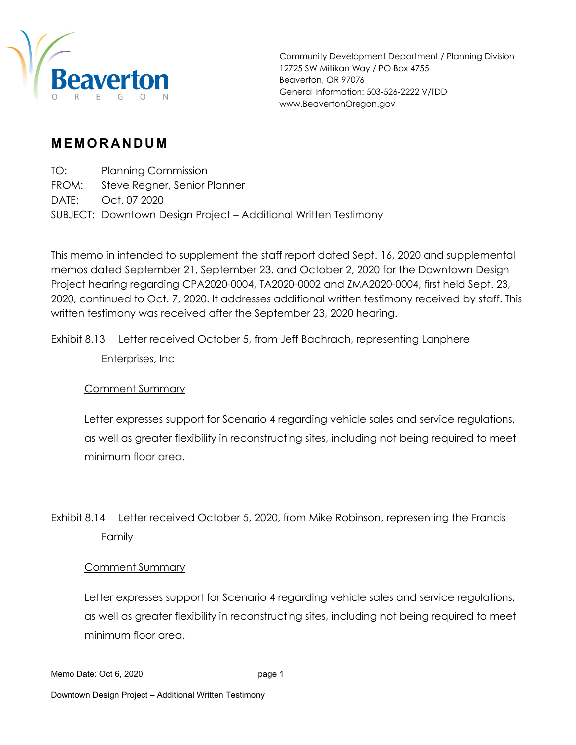Beaverton
OREGON

Community Development Department / Planning Division
12725 SW Millikan Way / PO Box 4755
Beaverton, OR 97076
General Information: 503-526-2222 V/TDD
www.BeavertonOregon.gov

## MEMORANDUM

TO: Planning Commission
FROM: Steve Regner, Senior Planner
DATE: Oct. 07 2020
SUBJECT: Downtown Design Project – Additional Written Testimony

---

This memo in intended to supplement the staff report dated Sept. 16, 2020 and supplemental memos dated September 21, September 23, and October 2, 2020 for the Downtown Design Project hearing regarding CPA2020-0004, TA2020-0002 and ZMA2020-0004, first held Sept. 23, 2020, continued to Oct. 7, 2020. It addresses additional written testimony received by staff. This written testimony was received after the September 23, 2020 hearing.

Exhibit 8.13 Letter received October 5, from Jeff Bachrach, representing Lanphere Enterprises, Inc

Comment Summary

Letter expresses support for Scenario 4 regarding vehicle sales and service regulations, as well as greater flexibility in reconstructing sites, including not being required to meet minimum floor area.

Exhibit 8.14 Letter received October 5, 2020, from Mike Robinson, representing the Francis Family

Comment Summary

Letter expresses support for Scenario 4 regarding vehicle sales and service regulations, as well as greater flexibility in reconstructing sites, including not being required to meet minimum floor area.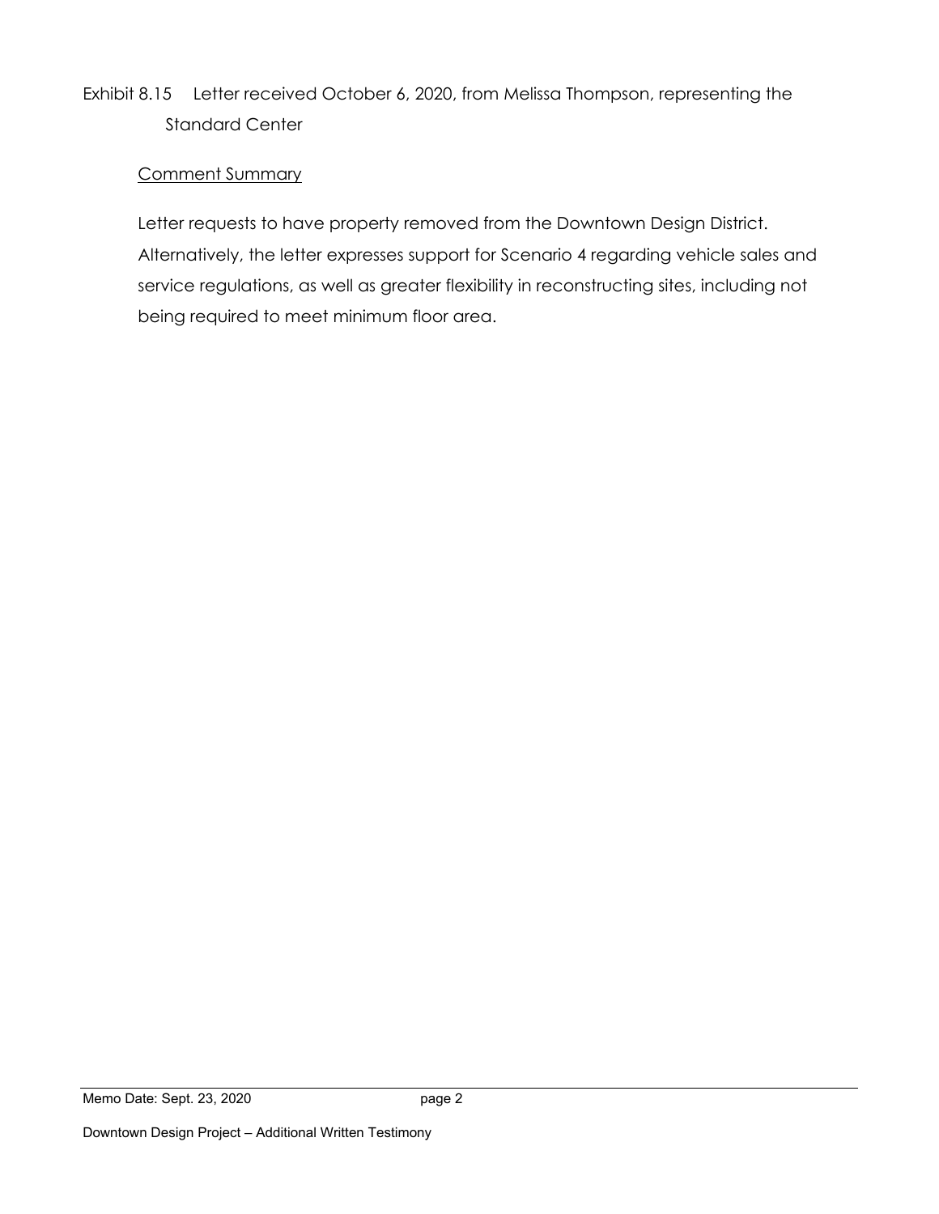Exhibit 8.15 Letter received October 6, 2020, from Melissa Thompson, representing the Standard Center

Comment Summary

Letter requests to have property removed from the Downtown Design District. Alternatively, the letter expresses support for Scenario 4 regarding vehicle sales and service regulations, as well as greater flexibility in reconstructing sites, including not being required to meet minimum floor area.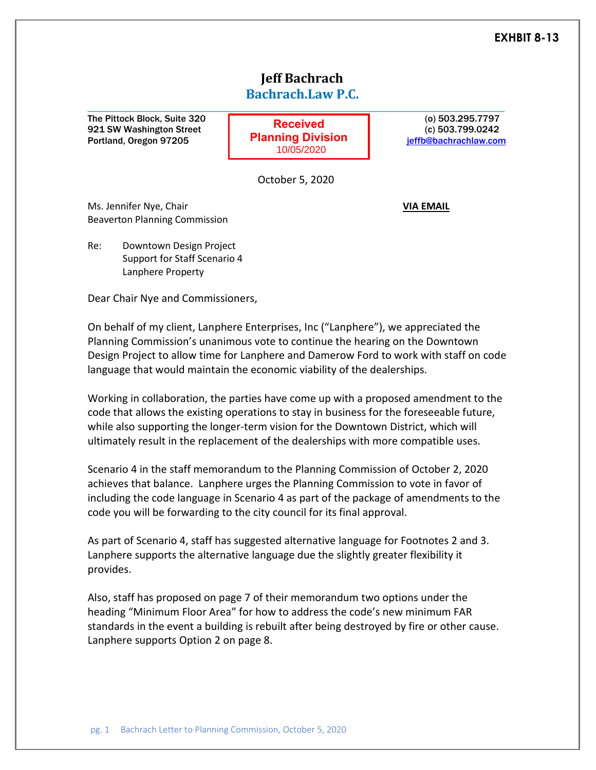**EXHIBIT 8-13**

# Jeff Bachrach

## Bachrach.Law P.C.

The Pittock Block, Suite 320
921 SW Washington Street
Portland, Oregon 97205

**Received**
**Planning Division**
10/05/2020

(o) 503.295.7797
(c) 503.799.0242
jeffb@bachrachlaw.com

October 5, 2020

Ms. Jennifer Nye, Chair
Beaverton Planning Commission

**VIA EMAIL**

Re: Downtown Design Project
Support for Staff Scenario 4
Lanphere Property

Dear Chair Nye and Commissioners,

On behalf of my client, Lanphere Enterprises, Inc ("Lanphere"), we appreciated the Planning Commission's unanimous vote to continue the hearing on the Downtown Design Project to allow time for Lanphere and Damerow Ford to work with staff on code language that would maintain the economic viability of the dealerships.

Working in collaboration, the parties have come up with a proposed amendment to the code that allows the existing operations to stay in business for the foreseeable future, while also supporting the longer-term vision for the Downtown District, which will ultimately result in the replacement of the dealerships with more compatible uses.

Scenario 4 in the staff memorandum to the Planning Commission of October 2, 2020 achieves that balance. Lanphere urges the Planning Commission to vote in favor of including the code language in Scenario 4 as part of the package of amendments to the code you will be forwarding to the city council for its final approval.

As part of Scenario 4, staff has suggested alternative language for Footnotes 2 and 3. Lanphere supports the alternative language due the slightly greater flexibility it provides.

Also, staff has proposed on page 7 of their memorandum two options under the heading "Minimum Floor Area" for how to address the code's new minimum FAR standards in the event a building is rebuilt after being destroyed by fire or other cause. Lanphere supports Option 2 on page 8.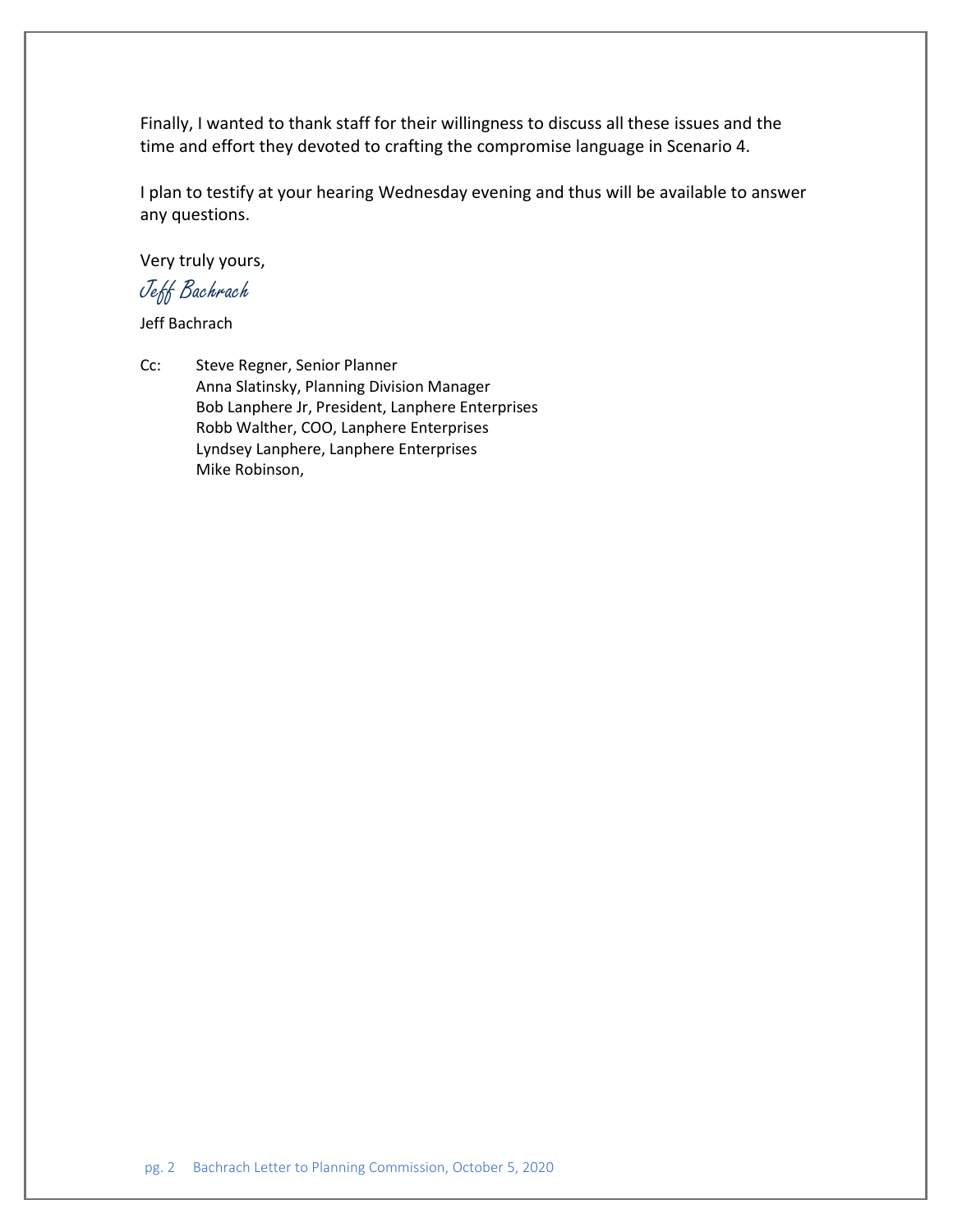Finally, I wanted to thank staff for their willingness to discuss all these issues and the time and effort they devoted to crafting the compromise language in Scenario 4.

I plan to testify at your hearing Wednesday evening and thus will be available to answer any questions.

Very truly yours,

*Jeff Bachrach*

Jeff Bachrach

Cc: Steve Regner, Senior Planner
Anna Slatinsky, Planning Division Manager
Bob Lanphere Jr, President, Lanphere Enterprises
Robb Walther, COO, Lanphere Enterprises
Lyndsey Lanphere, Lanphere Enterprises
Mike Robinson,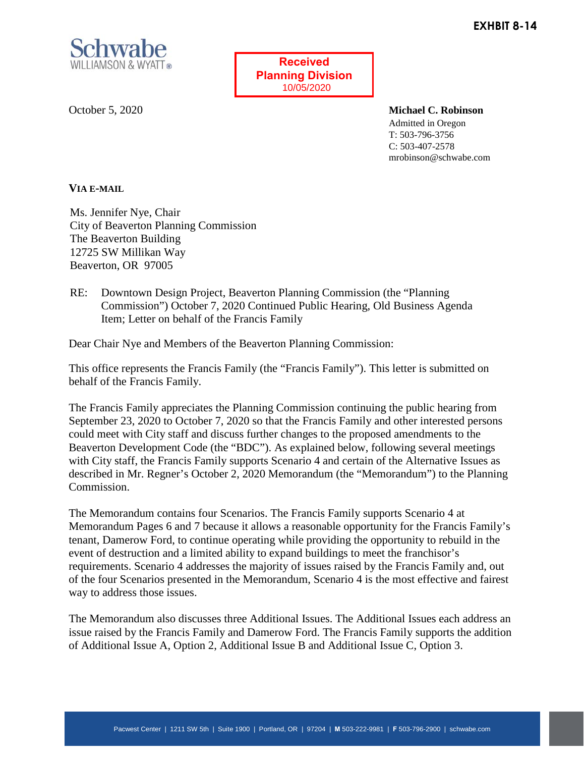**EXHIBIT 8-14**

Schwabe WILLIAMSON & WYATT®

**Received Planning Division** 10/05/2020

October 5, 2020

**Michael C. Robinson**
Admitted in Oregon
T: 503-796-3756
C: 503-407-2578
mrobinson@schwabe.com

**VIA E-MAIL**

Ms. Jennifer Nye, Chair
City of Beaverton Planning Commission
The Beaverton Building
12725 SW Millikan Way
Beaverton, OR 97005

RE: Downtown Design Project, Beaverton Planning Commission (the "Planning Commission") October 7, 2020 Continued Public Hearing, Old Business Agenda Item; Letter on behalf of the Francis Family

Dear Chair Nye and Members of the Beaverton Planning Commission:

This office represents the Francis Family (the "Francis Family"). This letter is submitted on behalf of the Francis Family.

The Francis Family appreciates the Planning Commission continuing the public hearing from September 23, 2020 to October 7, 2020 so that the Francis Family and other interested persons could meet with City staff and discuss further changes to the proposed amendments to the Beaverton Development Code (the "BDC"). As explained below, following several meetings with City staff, the Francis Family supports Scenario 4 and certain of the Alternative Issues as described in Mr. Regner's October 2, 2020 Memorandum (the "Memorandum") to the Planning Commission.

The Memorandum contains four Scenarios. The Francis Family supports Scenario 4 at Memorandum Pages 6 and 7 because it allows a reasonable opportunity for the Francis Family's tenant, Damerow Ford, to continue operating while providing the opportunity to rebuild in the event of destruction and a limited ability to expand buildings to meet the franchisor's requirements. Scenario 4 addresses the majority of issues raised by the Francis Family and, out of the four Scenarios presented in the Memorandum, Scenario 4 is the most effective and fairest way to address those issues.

The Memorandum also discusses three Additional Issues. The Additional Issues each address an issue raised by the Francis Family and Damerow Ford. The Francis Family supports the addition of Additional Issue A, Option 2, Additional Issue B and Additional Issue C, Option 3.

Pacwest Center | 1211 SW 5th | Suite 1900 | Portland, OR | 97204 | **M** 503-222-9981 | **F** 503-796-2900 | schwabe.com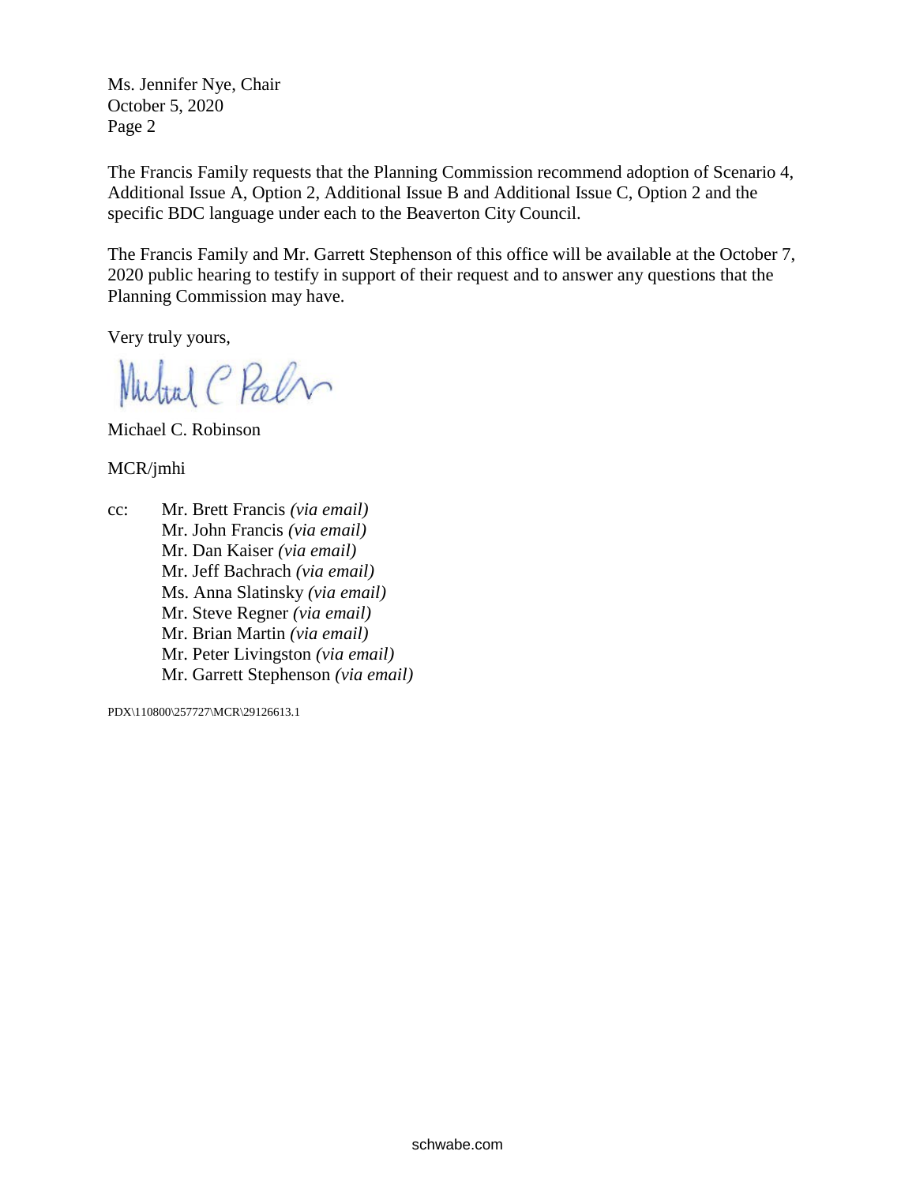Ms. Jennifer Nye, Chair
October 5, 2020
Page 2

The Francis Family requests that the Planning Commission recommend adoption of Scenario 4, Additional Issue A, Option 2, Additional Issue B and Additional Issue C, Option 2 and the specific BDC language under each to the Beaverton City Council.

The Francis Family and Mr. Garrett Stephenson of this office will be available at the October 7, 2020 public hearing to testify in support of their request and to answer any questions that the Planning Commission may have.

Very truly yours,

Michael C. Robinson

MCR/jmhi

cc: Mr. Brett Francis *(via email)*
Mr. John Francis *(via email)*
Mr. Dan Kaiser *(via email)*
Mr. Jeff Bachrach *(via email)*
Ms. Anna Slatinsky *(via email)*
Mr. Steve Regner *(via email)*
Mr. Brian Martin *(via email)*
Mr. Peter Livingston *(via email)*
Mr. Garrett Stephenson *(via email)*

PDX\110800\257727\MCR\29126613.1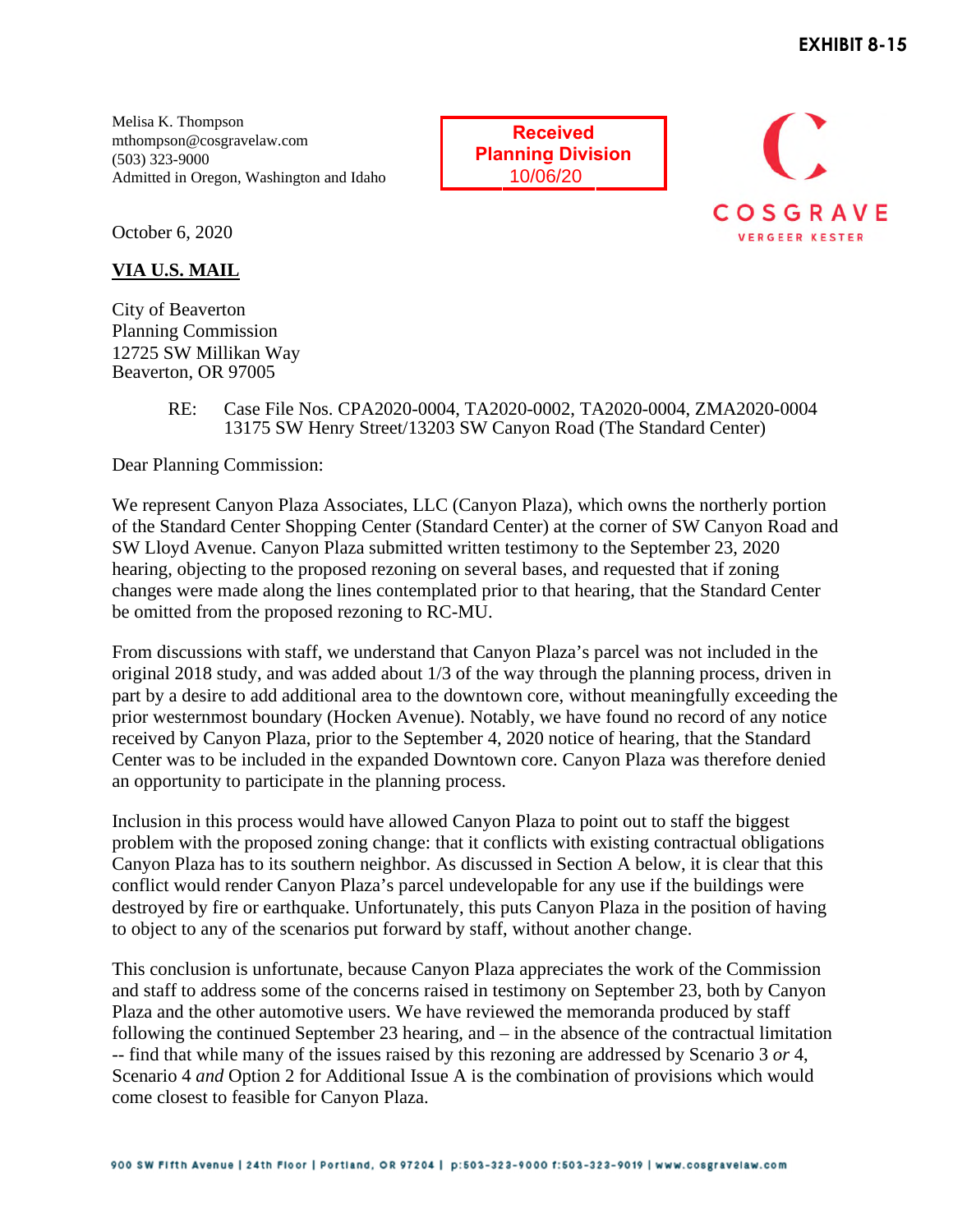EXHIBIT 8-15

Melisa K. Thompson
mthompson@cosgravelaw.com
(503) 323-9000
Admitted in Oregon, Washington and Idaho

Received
Planning Division
10/06/20

COSGRAVE
VERGEER KESTER

October 6, 2020

**VIA U.S. MAIL**

City of Beaverton
Planning Commission
12725 SW Millikan Way
Beaverton, OR 97005

RE: Case File Nos. CPA2020-0004, TA2020-0002, TA2020-0004, ZMA2020-0004
13175 SW Henry Street/13203 SW Canyon Road (The Standard Center)

Dear Planning Commission:

We represent Canyon Plaza Associates, LLC (Canyon Plaza), which owns the northerly portion of the Standard Center Shopping Center (Standard Center) at the corner of SW Canyon Road and SW Lloyd Avenue. Canyon Plaza submitted written testimony to the September 23, 2020 hearing, objecting to the proposed rezoning on several bases, and requested that if zoning changes were made along the lines contemplated prior to that hearing, that the Standard Center be omitted from the proposed rezoning to RC-MU.

From discussions with staff, we understand that Canyon Plaza's parcel was not included in the original 2018 study, and was added about 1/3 of the way through the planning process, driven in part by a desire to add additional area to the downtown core, without meaningfully exceeding the prior westernmost boundary (Hocken Avenue). Notably, we have found no record of any notice received by Canyon Plaza, prior to the September 4, 2020 notice of hearing, that the Standard Center was to be included in the expanded Downtown core. Canyon Plaza was therefore denied an opportunity to participate in the planning process.

Inclusion in this process would have allowed Canyon Plaza to point out to staff the biggest problem with the proposed zoning change: that it conflicts with existing contractual obligations Canyon Plaza has to its southern neighbor. As discussed in Section A below, it is clear that this conflict would render Canyon Plaza's parcel undevelopable for any use if the buildings were destroyed by fire or earthquake. Unfortunately, this puts Canyon Plaza in the position of having to object to any of the scenarios put forward by staff, without another change.

This conclusion is unfortunate, because Canyon Plaza appreciates the work of the Commission and staff to address some of the concerns raised in testimony on September 23, both by Canyon Plaza and the other automotive users. We have reviewed the memoranda produced by staff following the continued September 23 hearing, and – in the absence of the contractual limitation -- find that while many of the issues raised by this rezoning are addressed by Scenario 3 *or* 4, Scenario 4 *and* Option 2 for Additional Issue A is the combination of provisions which would come closest to feasible for Canyon Plaza.

900 SW Fifth Avenue | 24th Floor | Portland, OR 97204 | p:503-323-9000 f:503-323-9019 | www.cosgravelaw.com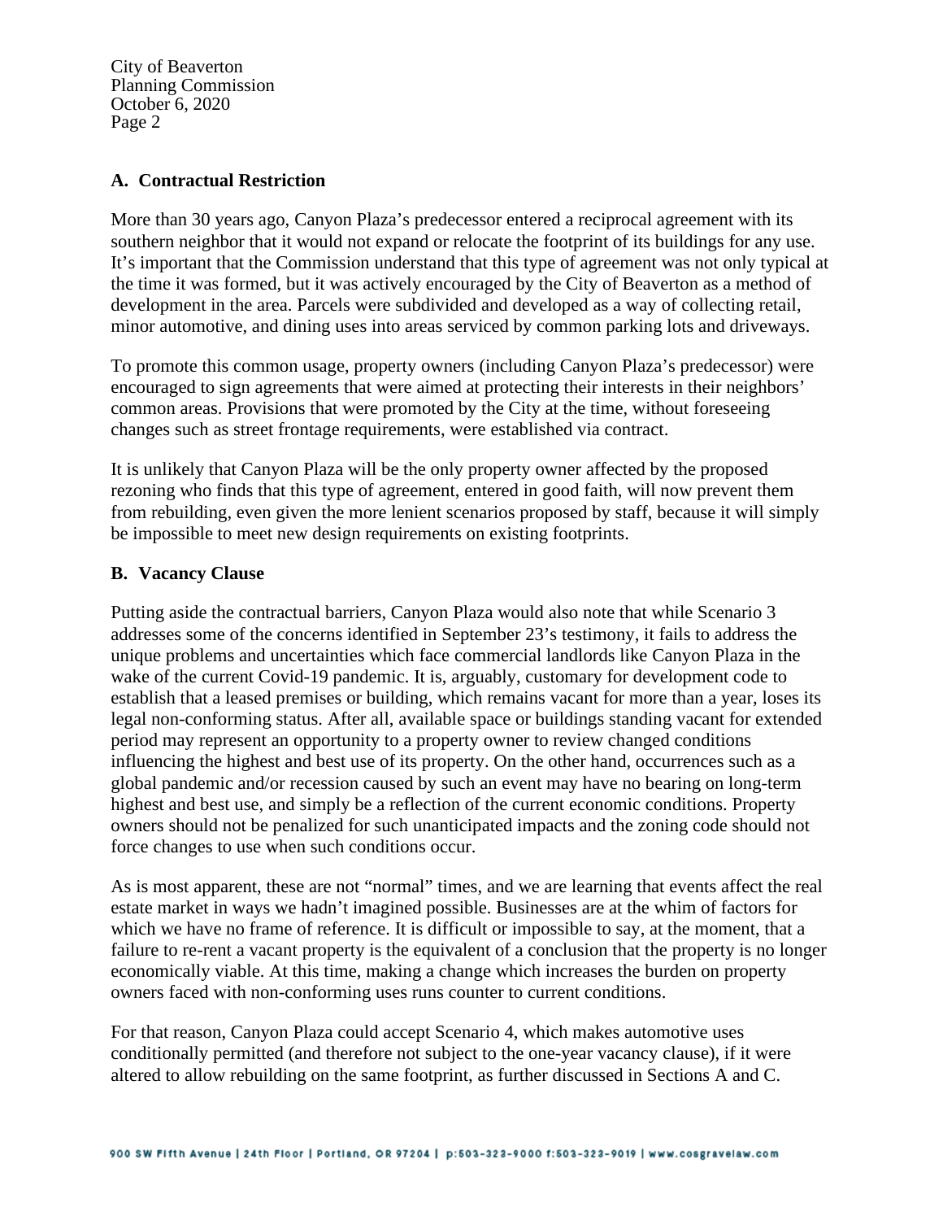**A. Contractual Restriction**

More than 30 years ago, Canyon Plaza's predecessor entered a reciprocal agreement with its southern neighbor that it would not expand or relocate the footprint of its buildings for any use. It's important that the Commission understand that this type of agreement was not only typical at the time it was formed, but it was actively encouraged by the City of Beaverton as a method of development in the area. Parcels were subdivided and developed as a way of collecting retail, minor automotive, and dining uses into areas serviced by common parking lots and driveways.

To promote this common usage, property owners (including Canyon Plaza's predecessor) were encouraged to sign agreements that were aimed at protecting their interests in their neighbors' common areas. Provisions that were promoted by the City at the time, without foreseeing changes such as street frontage requirements, were established via contract.

It is unlikely that Canyon Plaza will be the only property owner affected by the proposed rezoning who finds that this type of agreement, entered in good faith, will now prevent them from rebuilding, even given the more lenient scenarios proposed by staff, because it will simply be impossible to meet new design requirements on existing footprints.

**B. Vacancy Clause**

Putting aside the contractual barriers, Canyon Plaza would also note that while Scenario 3 addresses some of the concerns identified in September 23's testimony, it fails to address the unique problems and uncertainties which face commercial landlords like Canyon Plaza in the wake of the current Covid-19 pandemic. It is, arguably, customary for development code to establish that a leased premises or building, which remains vacant for more than a year, loses its legal non-conforming status. After all, available space or buildings standing vacant for extended period may represent an opportunity to a property owner to review changed conditions influencing the highest and best use of its property. On the other hand, occurrences such as a global pandemic and/or recession caused by such an event may have no bearing on long-term highest and best use, and simply be a reflection of the current economic conditions. Property owners should not be penalized for such unanticipated impacts and the zoning code should not force changes to use when such conditions occur.

As is most apparent, these are not "normal" times, and we are learning that events affect the real estate market in ways we hadn't imagined possible. Businesses are at the whim of factors for which we have no frame of reference. It is difficult or impossible to say, at the moment, that a failure to re-rent a vacant property is the equivalent of a conclusion that the property is no longer economically viable. At this time, making a change which increases the burden on property owners faced with non-conforming uses runs counter to current conditions.

For that reason, Canyon Plaza could accept Scenario 4, which makes automotive uses conditionally permitted (and therefore not subject to the one-year vacancy clause), if it were altered to allow rebuilding on the same footprint, as further discussed in Sections A and C.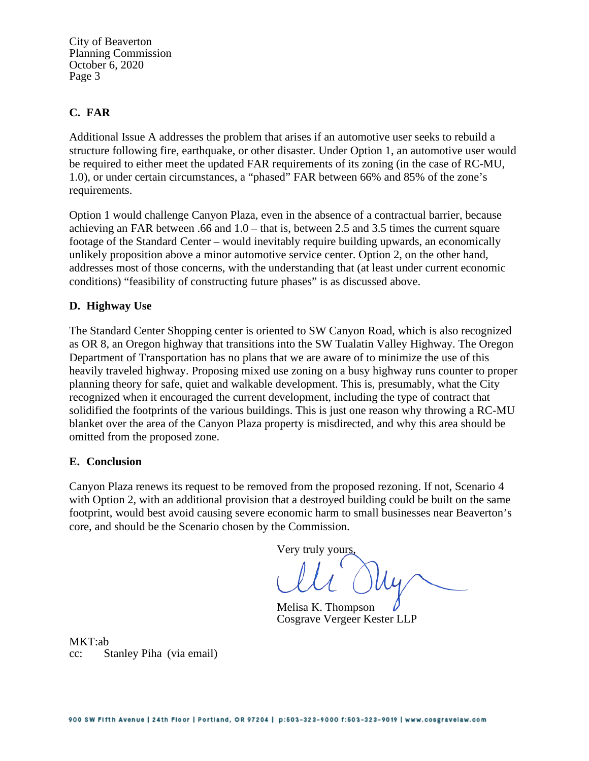City of Beaverton
Planning Commission
October 6, 2020
Page 3

### C. FAR

Additional Issue A addresses the problem that arises if an automotive user seeks to rebuild a structure following fire, earthquake, or other disaster. Under Option 1, an automotive user would be required to either meet the updated FAR requirements of its zoning (in the case of RC-MU, 1.0), or under certain circumstances, a "phased" FAR between 66% and 85% of the zone's requirements.

Option 1 would challenge Canyon Plaza, even in the absence of a contractual barrier, because achieving an FAR between .66 and 1.0 – that is, between 2.5 and 3.5 times the current square footage of the Standard Center – would inevitably require building upwards, an economically unlikely proposition above a minor automotive service center. Option 2, on the other hand, addresses most of those concerns, with the understanding that (at least under current economic conditions) "feasibility of constructing future phases" is as discussed above.

### D. Highway Use

The Standard Center Shopping center is oriented to SW Canyon Road, which is also recognized as OR 8, an Oregon highway that transitions into the SW Tualatin Valley Highway. The Oregon Department of Transportation has no plans that we are aware of to minimize the use of this heavily traveled highway. Proposing mixed use zoning on a busy highway runs counter to proper planning theory for safe, quiet and walkable development. This is, presumably, what the City recognized when it encouraged the current development, including the type of contract that solidified the footprints of the various buildings. This is just one reason why throwing a RC-MU blanket over the area of the Canyon Plaza property is misdirected, and why this area should be omitted from the proposed zone.

### E. Conclusion

Canyon Plaza renews its request to be removed from the proposed rezoning. If not, Scenario 4 with Option 2, with an additional provision that a destroyed building could be built on the same footprint, would best avoid causing severe economic harm to small businesses near Beaverton's core, and should be the Scenario chosen by the Commission.

Very truly yours,

Melisa K. Thompson
Cosgrave Vergeer Kester LLP

MKT:ab
cc: Stanley Piha (via email)